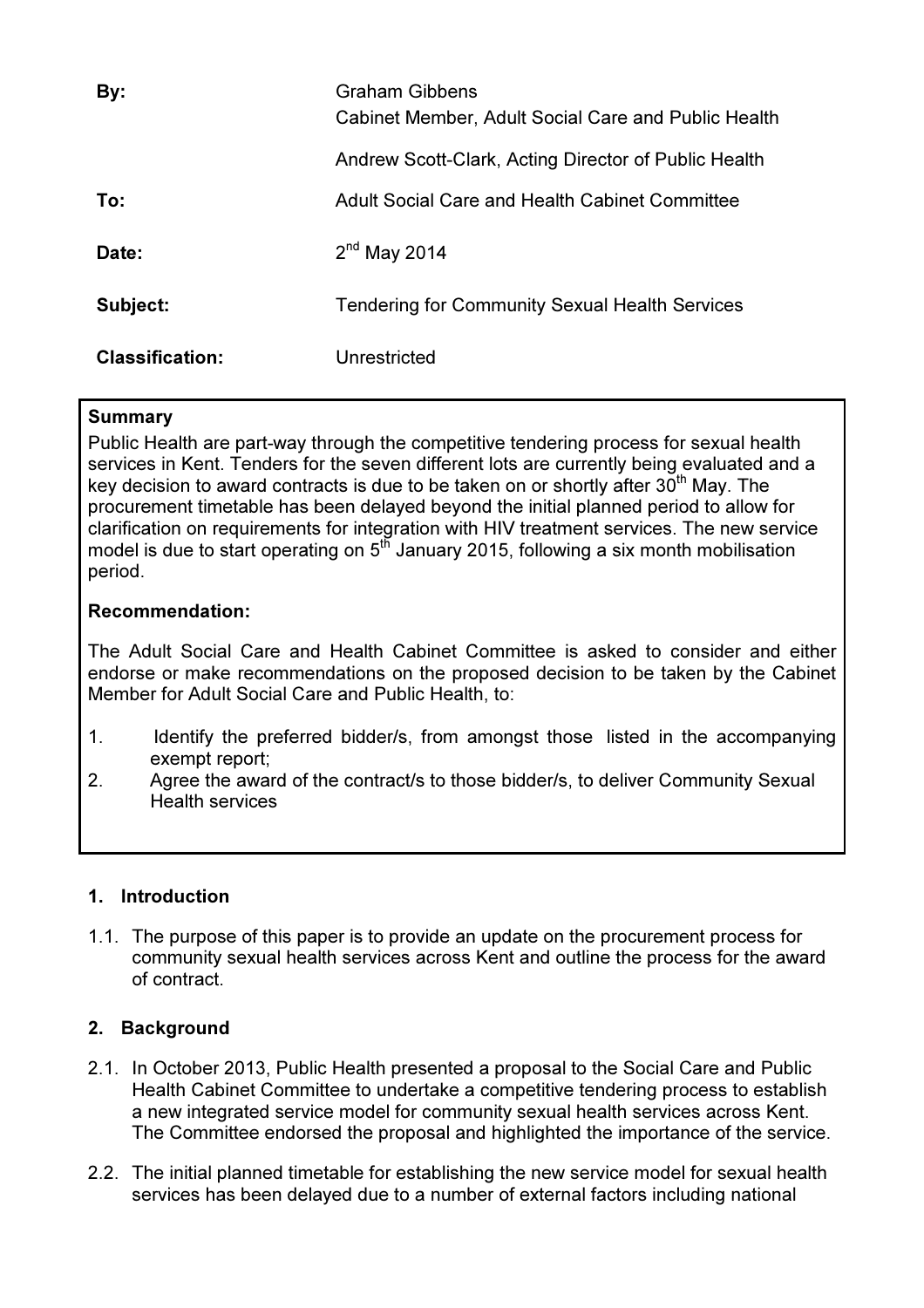| | |
|---|---|
| **By:** | Graham Gibbens<br>Cabinet Member, Adult Social Care and Public Health<br><br>Andrew Scott-Clark, Acting Director of Public Health |
| **To:** | Adult Social Care and Health Cabinet Committee |
| **Date:** | 2nd May 2014 |
| **Subject:** | Tendering for Community Sexual Health Services |
| **Classification:** | Unrestricted |

**Summary**

Public Health are part-way through the competitive tendering process for sexual health services in Kent. Tenders for the seven different lots are currently being evaluated and a key decision to award contracts is due to be taken on or shortly after 30th May. The procurement timetable has been delayed beyond the initial planned period to allow for clarification on requirements for integration with HIV treatment services. The new service model is due to start operating on 5th January 2015, following a six month mobilisation period.

**Recommendation:**

The Adult Social Care and Health Cabinet Committee is asked to consider and either endorse or make recommendations on the proposed decision to be taken by the Cabinet Member for Adult Social Care and Public Health, to:

1. Identify the preferred bidder/s, from amongst those listed in the accompanying exempt report;
2. Agree the award of the contract/s to those bidder/s, to deliver Community Sexual Health services

## 1. Introduction

1.1. The purpose of this paper is to provide an update on the procurement process for community sexual health services across Kent and outline the process for the award of contract.

## 2. Background

2.1. In October 2013, Public Health presented a proposal to the Social Care and Public Health Cabinet Committee to undertake a competitive tendering process to establish a new integrated service model for community sexual health services across Kent. The Committee endorsed the proposal and highlighted the importance of the service.

2.2. The initial planned timetable for establishing the new service model for sexual health services has been delayed due to a number of external factors including national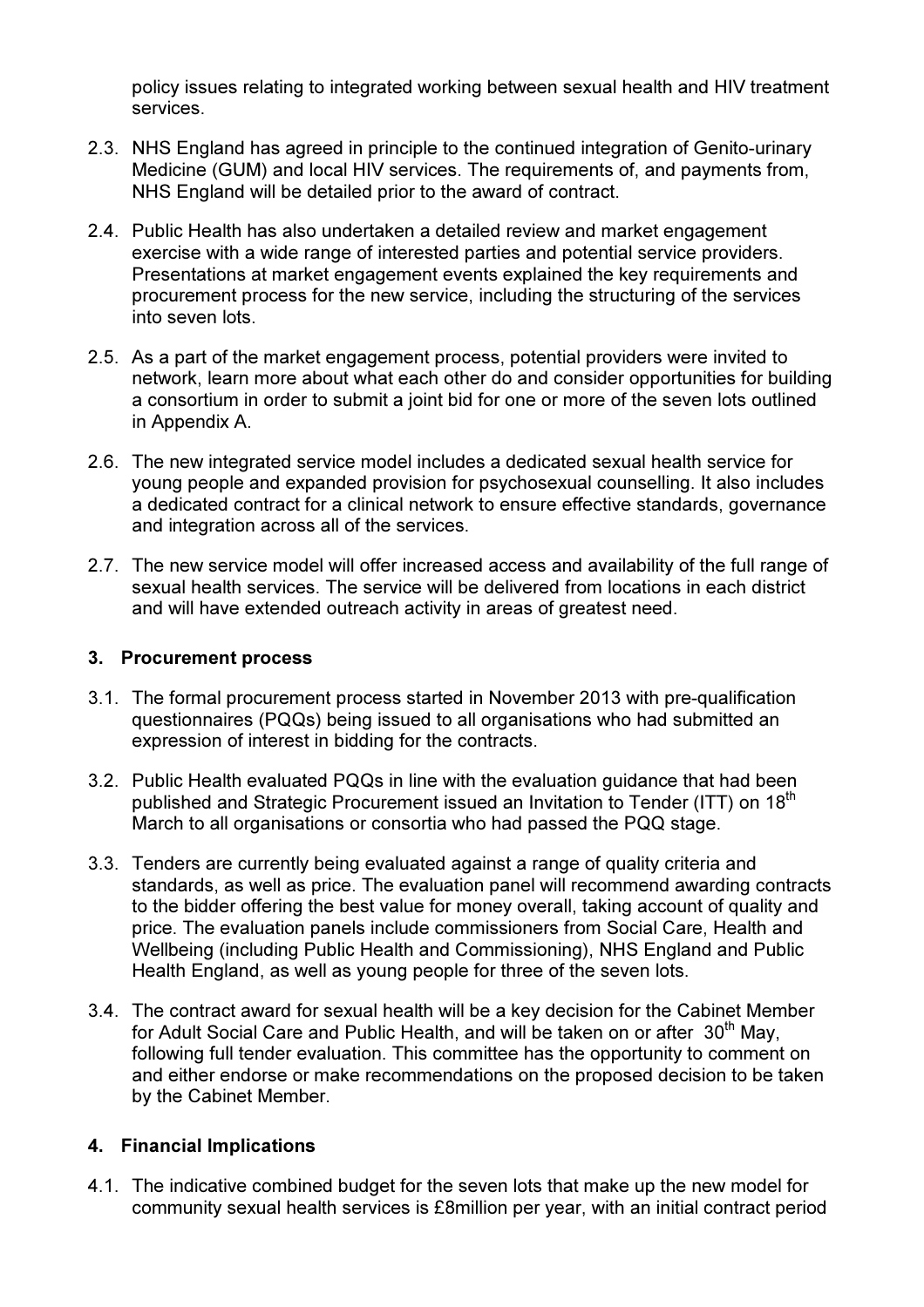policy issues relating to integrated working between sexual health and HIV treatment services.

2.3. NHS England has agreed in principle to the continued integration of Genito-urinary Medicine (GUM) and local HIV services. The requirements of, and payments from, NHS England will be detailed prior to the award of contract.

2.4. Public Health has also undertaken a detailed review and market engagement exercise with a wide range of interested parties and potential service providers. Presentations at market engagement events explained the key requirements and procurement process for the new service, including the structuring of the services into seven lots.

2.5. As a part of the market engagement process, potential providers were invited to network, learn more about what each other do and consider opportunities for building a consortium in order to submit a joint bid for one or more of the seven lots outlined in Appendix A.

2.6. The new integrated service model includes a dedicated sexual health service for young people and expanded provision for psychosexual counselling. It also includes a dedicated contract for a clinical network to ensure effective standards, governance and integration across all of the services.

2.7. The new service model will offer increased access and availability of the full range of sexual health services. The service will be delivered from locations in each district and will have extended outreach activity in areas of greatest need.

## 3. Procurement process

3.1. The formal procurement process started in November 2013 with pre-qualification questionnaires (PQQs) being issued to all organisations who had submitted an expression of interest in bidding for the contracts.

3.2. Public Health evaluated PQQs in line with the evaluation guidance that had been published and Strategic Procurement issued an Invitation to Tender (ITT) on 18th March to all organisations or consortia who had passed the PQQ stage.

3.3. Tenders are currently being evaluated against a range of quality criteria and standards, as well as price. The evaluation panel will recommend awarding contracts to the bidder offering the best value for money overall, taking account of quality and price. The evaluation panels include commissioners from Social Care, Health and Wellbeing (including Public Health and Commissioning), NHS England and Public Health England, as well as young people for three of the seven lots.

3.4. The contract award for sexual health will be a key decision for the Cabinet Member for Adult Social Care and Public Health, and will be taken on or after 30th May, following full tender evaluation. This committee has the opportunity to comment on and either endorse or make recommendations on the proposed decision to be taken by the Cabinet Member.

## 4. Financial Implications

4.1. The indicative combined budget for the seven lots that make up the new model for community sexual health services is £8million per year, with an initial contract period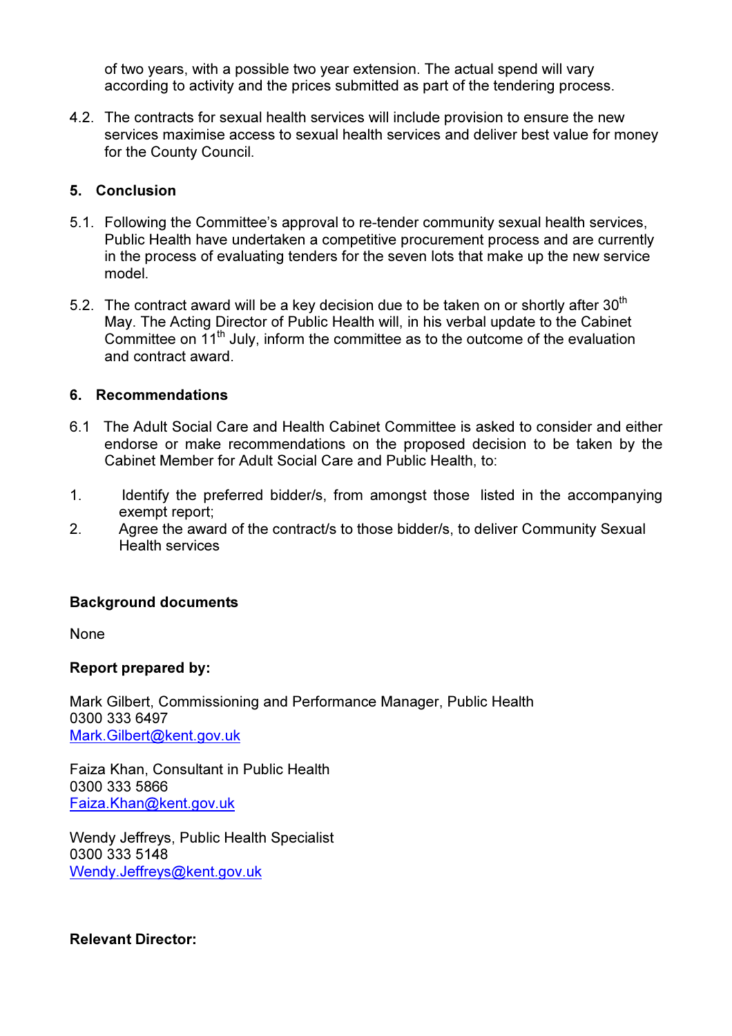of two years, with a possible two year extension. The actual spend will vary according to activity and the prices submitted as part of the tendering process.

4.2. The contracts for sexual health services will include provision to ensure the new services maximise access to sexual health services and deliver best value for money for the County Council.

## 5. Conclusion

5.1. Following the Committee's approval to re-tender community sexual health services, Public Health have undertaken a competitive procurement process and are currently in the process of evaluating tenders for the seven lots that make up the new service model.

5.2. The contract award will be a key decision due to be taken on or shortly after 30th May. The Acting Director of Public Health will, in his verbal update to the Cabinet Committee on 11th July, inform the committee as to the outcome of the evaluation and contract award.

## 6. Recommendations

6.1 The Adult Social Care and Health Cabinet Committee is asked to consider and either endorse or make recommendations on the proposed decision to be taken by the Cabinet Member for Adult Social Care and Public Health, to:

1. Identify the preferred bidder/s, from amongst those listed in the accompanying exempt report;
2. Agree the award of the contract/s to those bidder/s, to deliver Community Sexual Health services

**Background documents**

None

**Report prepared by:**

Mark Gilbert, Commissioning and Performance Manager, Public Health
0300 333 6497
Mark.Gilbert@kent.gov.uk

Faiza Khan, Consultant in Public Health
0300 333 5866
Faiza.Khan@kent.gov.uk

Wendy Jeffreys, Public Health Specialist
0300 333 5148
Wendy.Jeffreys@kent.gov.uk

**Relevant Director:**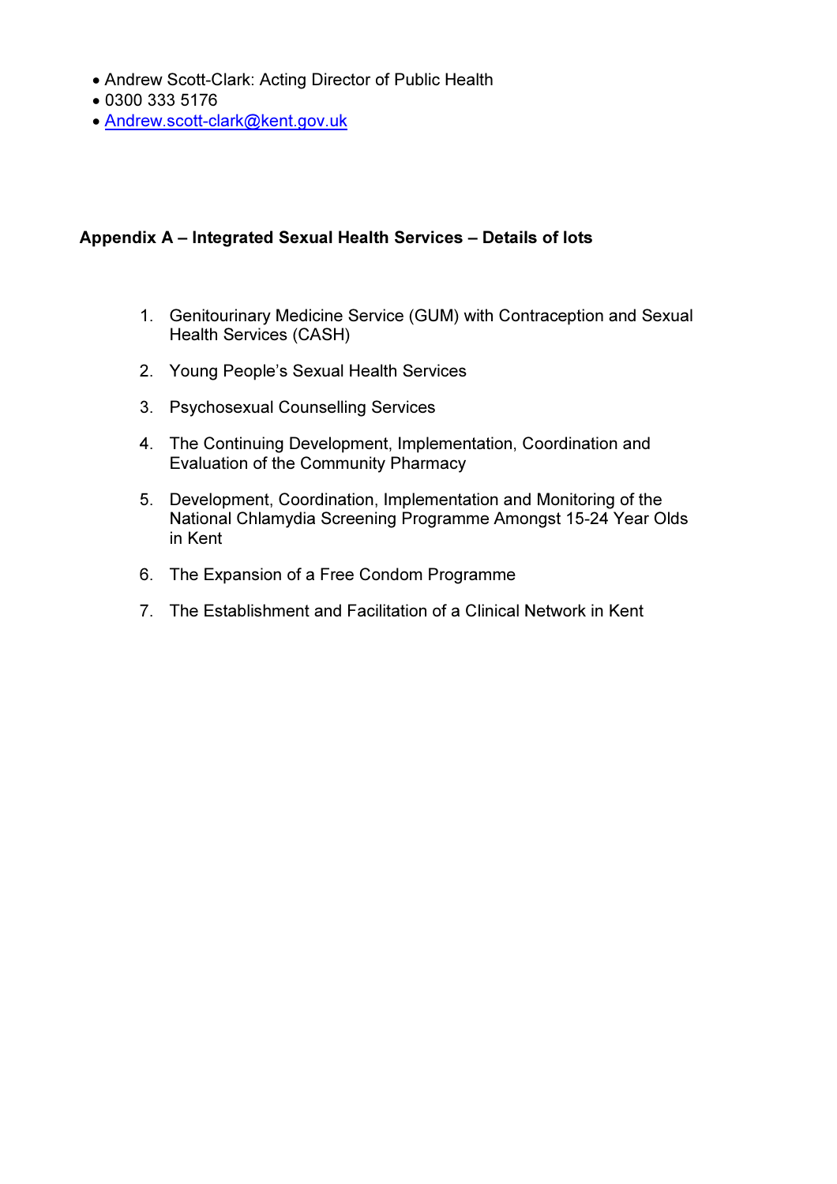- Andrew Scott-Clark: Acting Director of Public Health
- 0300 333 5176
- Andrew.scott-clark@kent.gov.uk

**Appendix A – Integrated Sexual Health Services – Details of lots**

1. Genitourinary Medicine Service (GUM) with Contraception and Sexual Health Services (CASH)
2. Young People's Sexual Health Services
3. Psychosexual Counselling Services
4. The Continuing Development, Implementation, Coordination and Evaluation of the Community Pharmacy
5. Development, Coordination, Implementation and Monitoring of the National Chlamydia Screening Programme Amongst 15-24 Year Olds in Kent
6. The Expansion of a Free Condom Programme
7. The Establishment and Facilitation of a Clinical Network in Kent